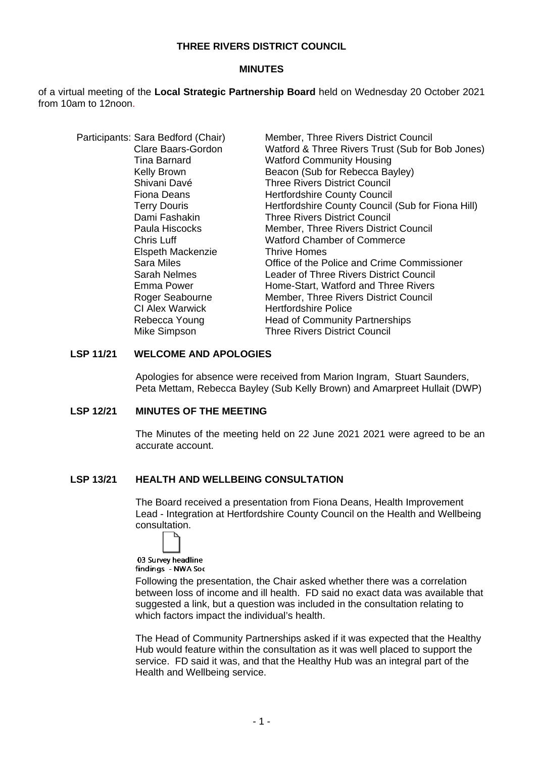**THREE RIVERS DISTRICT COUNCIL**

**MINUTES**

of a virtual meeting of the **Local Strategic Partnership Board** held on Wednesday 20 October 2021 from 10am to 12noon.

Participants:

| | |
|---|---|
| Sara Bedford (Chair) | Member, Three Rivers District Council |
| Clare Baars-Gordon | Watford & Three Rivers Trust (Sub for Bob Jones) |
| Tina Barnard | Watford Community Housing |
| Kelly Brown | Beacon (Sub for Rebecca Bayley) |
| Shivani Davé | Three Rivers District Council |
| Fiona Deans | Hertfordshire County Council |
| Terry Douris | Hertfordshire County Council (Sub for Fiona Hill) |
| Dami Fashakin | Three Rivers District Council |
| Paula Hiscocks | Member, Three Rivers District Council |
| Chris Luff | Watford Chamber of Commerce |
| Elspeth Mackenzie | Thrive Homes |
| Sara Miles | Office of the Police and Crime Commissioner |
| Sarah Nelmes | Leader of Three Rivers District Council |
| Emma Power | Home-Start, Watford and Three Rivers |
| Roger Seabourne | Member, Three Rivers District Council |
| CI Alex Warwick | Hertfordshire Police |
| Rebecca Young | Head of Community Partnerships |
| Mike Simpson | Three Rivers District Council |

## LSP 11/21 WELCOME AND APOLOGIES

Apologies for absence were received from Marion Ingram, Stuart Saunders, Peta Mettam, Rebecca Bayley (Sub Kelly Brown) and Amarpreet Hullait (DWP)

## LSP 12/21 MINUTES OF THE MEETING

The Minutes of the meeting held on 22 June 2021 2021 were agreed to be an accurate account.

## LSP 13/21 HEALTH AND WELLBEING CONSULTATION

The Board received a presentation from Fiona Deans, Health Improvement Lead - Integration at Hertfordshire County Council on the Health and Wellbeing consultation.

03 Survey headline findings - NWA Soc

Following the presentation, the Chair asked whether there was a correlation between loss of income and ill health. FD said no exact data was available that suggested a link, but a question was included in the consultation relating to which factors impact the individual's health.

The Head of Community Partnerships asked if it was expected that the Healthy Hub would feature within the consultation as it was well placed to support the service. FD said it was, and that the Healthy Hub was an integral part of the Health and Wellbeing service.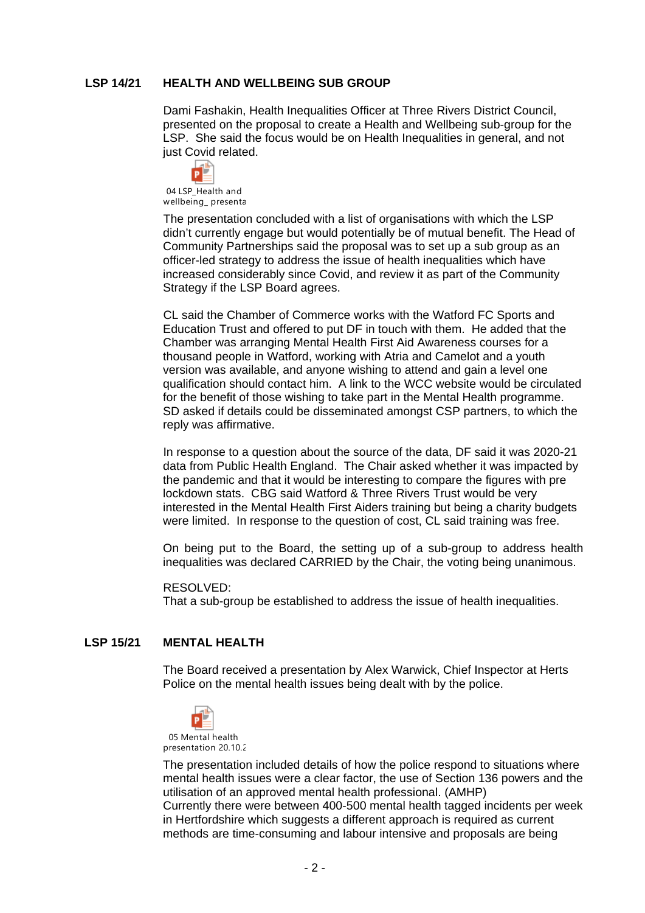**LSP 14/21 HEALTH AND WELLBEING SUB GROUP**

Dami Fashakin, Health Inequalities Officer at Three Rivers District Council, presented on the proposal to create a Health and Wellbeing sub-group for the LSP. She said the focus would be on Health Inequalities in general, and not just Covid related.

04 LSP_Health and wellbeing_ presenta

The presentation concluded with a list of organisations with which the LSP didn't currently engage but would potentially be of mutual benefit. The Head of Community Partnerships said the proposal was to set up a sub group as an officer-led strategy to address the issue of health inequalities which have increased considerably since Covid, and review it as part of the Community Strategy if the LSP Board agrees.

CL said the Chamber of Commerce works with the Watford FC Sports and Education Trust and offered to put DF in touch with them. He added that the Chamber was arranging Mental Health First Aid Awareness courses for a thousand people in Watford, working with Atria and Camelot and a youth version was available, and anyone wishing to attend and gain a level one qualification should contact him. A link to the WCC website would be circulated for the benefit of those wishing to take part in the Mental Health programme. SD asked if details could be disseminated amongst CSP partners, to which the reply was affirmative.

In response to a question about the source of the data, DF said it was 2020-21 data from Public Health England. The Chair asked whether it was impacted by the pandemic and that it would be interesting to compare the figures with pre lockdown stats. CBG said Watford & Three Rivers Trust would be very interested in the Mental Health First Aiders training but being a charity budgets were limited. In response to the question of cost, CL said training was free.

On being put to the Board, the setting up of a sub-group to address health inequalities was declared CARRIED by the Chair, the voting being unanimous.

RESOLVED:
That a sub-group be established to address the issue of health inequalities.

**LSP 15/21 MENTAL HEALTH**

The Board received a presentation by Alex Warwick, Chief Inspector at Herts Police on the mental health issues being dealt with by the police.

05 Mental health presentation 20.10.2

The presentation included details of how the police respond to situations where mental health issues were a clear factor, the use of Section 136 powers and the utilisation of an approved mental health professional. (AMHP)
Currently there were between 400-500 mental health tagged incidents per week in Hertfordshire which suggests a different approach is required as current methods are time-consuming and labour intensive and proposals are being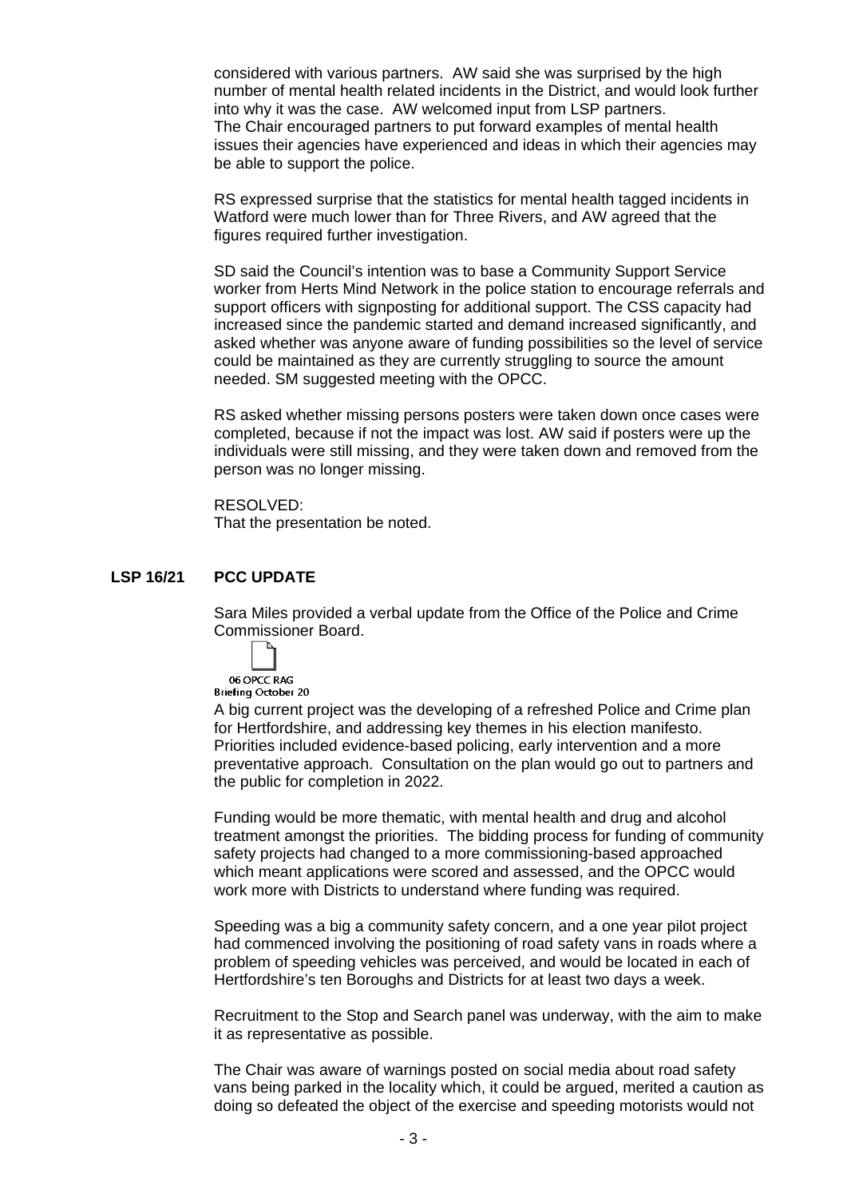considered with various partners. AW said she was surprised by the high number of mental health related incidents in the District, and would look further into why it was the case. AW welcomed input from LSP partners. The Chair encouraged partners to put forward examples of mental health issues their agencies have experienced and ideas in which their agencies may be able to support the police.

RS expressed surprise that the statistics for mental health tagged incidents in Watford were much lower than for Three Rivers, and AW agreed that the figures required further investigation.

SD said the Council's intention was to base a Community Support Service worker from Herts Mind Network in the police station to encourage referrals and support officers with signposting for additional support. The CSS capacity had increased since the pandemic started and demand increased significantly, and asked whether was anyone aware of funding possibilities so the level of service could be maintained as they are currently struggling to source the amount needed. SM suggested meeting with the OPCC.

RS asked whether missing persons posters were taken down once cases were completed, because if not the impact was lost. AW said if posters were up the individuals were still missing, and they were taken down and removed from the person was no longer missing.

RESOLVED:
That the presentation be noted.

## LSP 16/21 PCC UPDATE

Sara Miles provided a verbal update from the Office of the Police and Crime Commissioner Board.

06 OPCC RAG Briefing October 20

A big current project was the developing of a refreshed Police and Crime plan for Hertfordshire, and addressing key themes in his election manifesto. Priorities included evidence-based policing, early intervention and a more preventative approach. Consultation on the plan would go out to partners and the public for completion in 2022.

Funding would be more thematic, with mental health and drug and alcohol treatment amongst the priorities. The bidding process for funding of community safety projects had changed to a more commissioning-based approached which meant applications were scored and assessed, and the OPCC would work more with Districts to understand where funding was required.

Speeding was a big a community safety concern, and a one year pilot project had commenced involving the positioning of road safety vans in roads where a problem of speeding vehicles was perceived, and would be located in each of Hertfordshire's ten Boroughs and Districts for at least two days a week.

Recruitment to the Stop and Search panel was underway, with the aim to make it as representative as possible.

The Chair was aware of warnings posted on social media about road safety vans being parked in the locality which, it could be argued, merited a caution as doing so defeated the object of the exercise and speeding motorists would not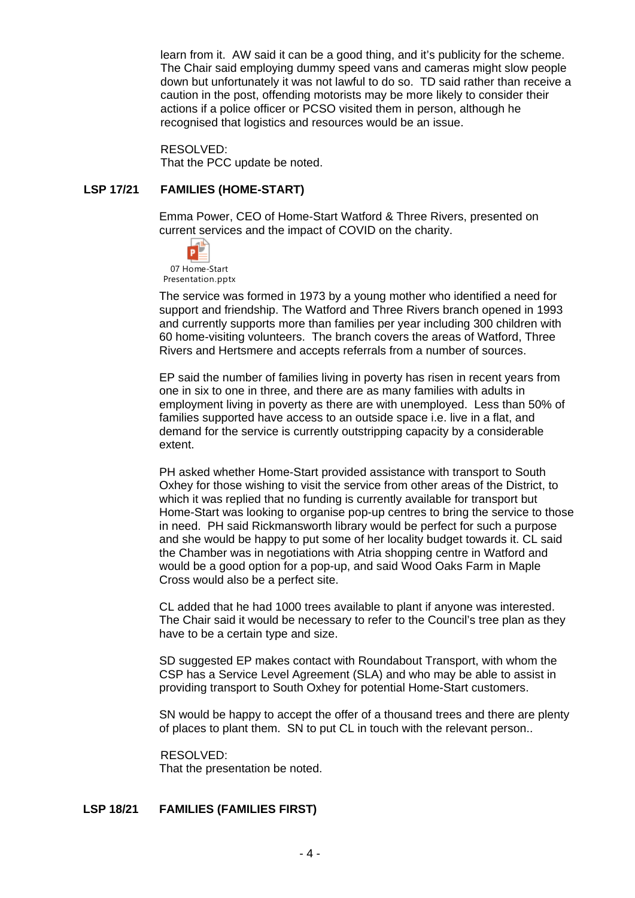learn from it. AW said it can be a good thing, and it's publicity for the scheme. The Chair said employing dummy speed vans and cameras might slow people down but unfortunately it was not lawful to do so. TD said rather than receive a caution in the post, offending motorists may be more likely to consider their actions if a police officer or PCSO visited them in person, although he recognised that logistics and resources would be an issue.

RESOLVED:
That the PCC update be noted.

**LSP 17/21 FAMILIES (HOME-START)**

Emma Power, CEO of Home-Start Watford & Three Rivers, presented on current services and the impact of COVID on the charity.

07 Home-Start Presentation.pptx

The service was formed in 1973 by a young mother who identified a need for support and friendship. The Watford and Three Rivers branch opened in 1993 and currently supports more than families per year including 300 children with 60 home-visiting volunteers. The branch covers the areas of Watford, Three Rivers and Hertsmere and accepts referrals from a number of sources.

EP said the number of families living in poverty has risen in recent years from one in six to one in three, and there are as many families with adults in employment living in poverty as there are with unemployed. Less than 50% of families supported have access to an outside space i.e. live in a flat, and demand for the service is currently outstripping capacity by a considerable extent.

PH asked whether Home-Start provided assistance with transport to South Oxhey for those wishing to visit the service from other areas of the District, to which it was replied that no funding is currently available for transport but Home-Start was looking to organise pop-up centres to bring the service to those in need. PH said Rickmansworth library would be perfect for such a purpose and she would be happy to put some of her locality budget towards it. CL said the Chamber was in negotiations with Atria shopping centre in Watford and would be a good option for a pop-up, and said Wood Oaks Farm in Maple Cross would also be a perfect site.

CL added that he had 1000 trees available to plant if anyone was interested. The Chair said it would be necessary to refer to the Council's tree plan as they have to be a certain type and size.

SD suggested EP makes contact with Roundabout Transport, with whom the CSP has a Service Level Agreement (SLA) and who may be able to assist in providing transport to South Oxhey for potential Home-Start customers.

SN would be happy to accept the offer of a thousand trees and there are plenty of places to plant them. SN to put CL in touch with the relevant person..

RESOLVED:
That the presentation be noted.

**LSP 18/21 FAMILIES (FAMILIES FIRST)**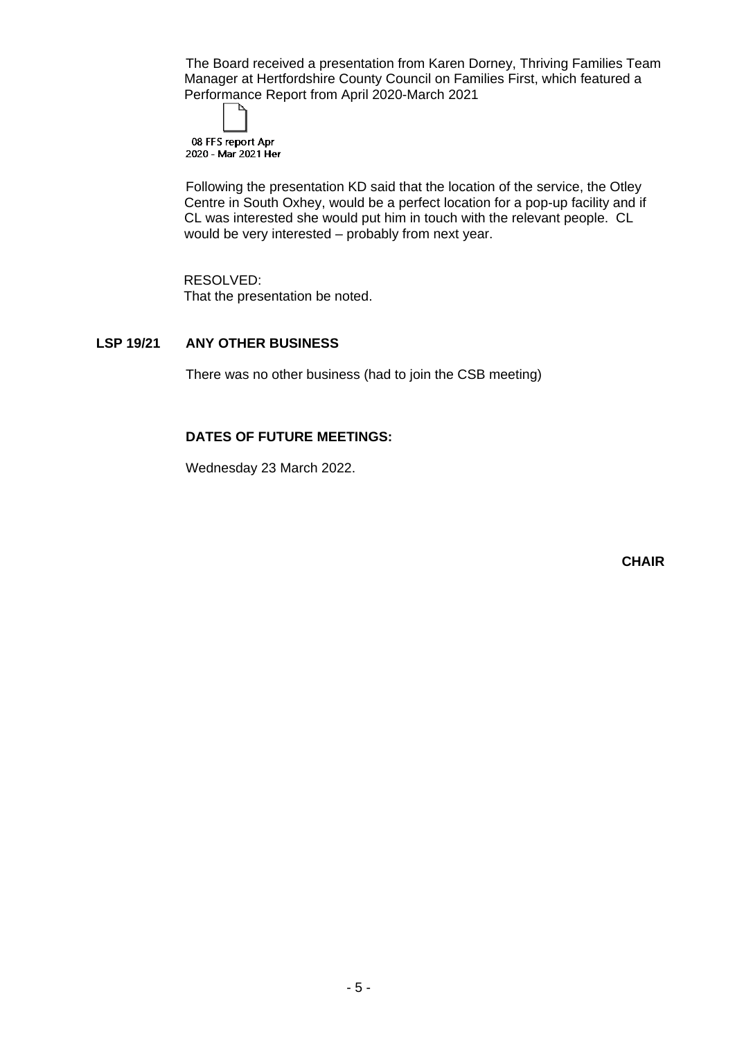The Board received a presentation from Karen Dorney, Thriving Families Team Manager at Hertfordshire County Council on Families First, which featured a Performance Report from April 2020-March 2021

08 FFS report Apr 2020 - Mar 2021 Her

Following the presentation KD said that the location of the service, the Otley Centre in South Oxhey, would be a perfect location for a pop-up facility and if CL was interested she would put him in touch with the relevant people. CL would be very interested – probably from next year.

RESOLVED:
That the presentation be noted.

**LSP 19/21 ANY OTHER BUSINESS**

There was no other business (had to join the CSB meeting)

**DATES OF FUTURE MEETINGS:**

Wednesday 23 March 2022.

**CHAIR**